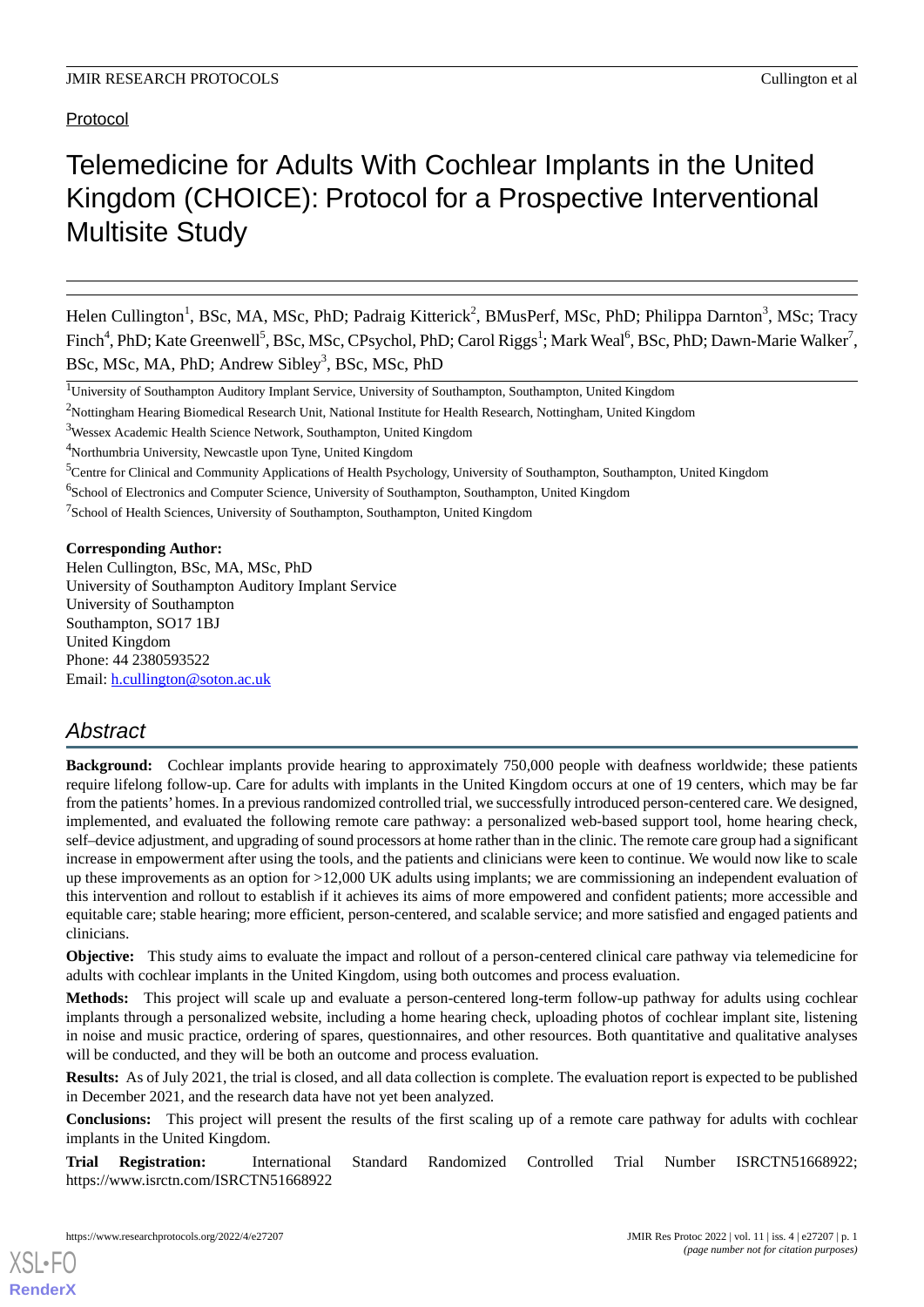Protocol

# Telemedicine for Adults With Cochlear Implants in the United Kingdom (CHOICE): Protocol for a Prospective Interventional Multisite Study

Helen Cullington[1], BSc, MA, MSc, PhD; Padraig Kitterick[2], BMusPerf, MSc, PhD; Philippa Darnton[3], MSc; Tracy Finch[4], PhD; Kate Greenwell[5], BSc, MSc, CPsychol, PhD; Carol Riggs[1]; Mark Weal[6], BSc, PhD; Dawn-Marie Walker[7], BSc, MSc, MA, PhD; Andrew Sibley[3], BSc, MSc, PhD

[1]University of Southampton Auditory Implant Service, University of Southampton, Southampton, United Kingdom

[2]Nottingham Hearing Biomedical Research Unit, National Institute for Health Research, Nottingham, United Kingdom

[3]Wessex Academic Health Science Network, Southampton, United Kingdom

[4]Northumbria University, Newcastle upon Tyne, United Kingdom

[5]Centre for Clinical and Community Applications of Health Psychology, University of Southampton, Southampton, United Kingdom

[6]School of Electronics and Computer Science, University of Southampton, Southampton, United Kingdom

[7]School of Health Sciences, University of Southampton, Southampton, United Kingdom

**Corresponding Author:**
Helen Cullington, BSc, MA, MSc, PhD
University of Southampton Auditory Implant Service
University of Southampton
Southampton, SO17 1BJ
United Kingdom
Phone: 44 2380593522
Email: h.cullington@soton.ac.uk

## Abstract

**Background:** Cochlear implants provide hearing to approximately 750,000 people with deafness worldwide; these patients require lifelong follow-up. Care for adults with implants in the United Kingdom occurs at one of 19 centers, which may be far from the patients' homes. In a previous randomized controlled trial, we successfully introduced person-centered care. We designed, implemented, and evaluated the following remote care pathway: a personalized web-based support tool, home hearing check, self–device adjustment, and upgrading of sound processors at home rather than in the clinic. The remote care group had a significant increase in empowerment after using the tools, and the patients and clinicians were keen to continue. We would now like to scale up these improvements as an option for >12,000 UK adults using implants; we are commissioning an independent evaluation of this intervention and rollout to establish if it achieves its aims of more empowered and confident patients; more accessible and equitable care; stable hearing; more efficient, person-centered, and scalable service; and more satisfied and engaged patients and clinicians.

**Objective:** This study aims to evaluate the impact and rollout of a person-centered clinical care pathway via telemedicine for adults with cochlear implants in the United Kingdom, using both outcomes and process evaluation.

**Methods:** This project will scale up and evaluate a person-centered long-term follow-up pathway for adults using cochlear implants through a personalized website, including a home hearing check, uploading photos of cochlear implant site, listening in noise and music practice, ordering of spares, questionnaires, and other resources. Both quantitative and qualitative analyses will be conducted, and they will be both an outcome and process evaluation.

**Results:** As of July 2021, the trial is closed, and all data collection is complete. The evaluation report is expected to be published in December 2021, and the research data have not yet been analyzed.

**Conclusions:** This project will present the results of the first scaling up of a remote care pathway for adults with cochlear implants in the United Kingdom.

**Trial Registration:** International Standard Randomized Controlled Trial Number ISRCTN51668922; https://www.isrctn.com/ISRCTN51668922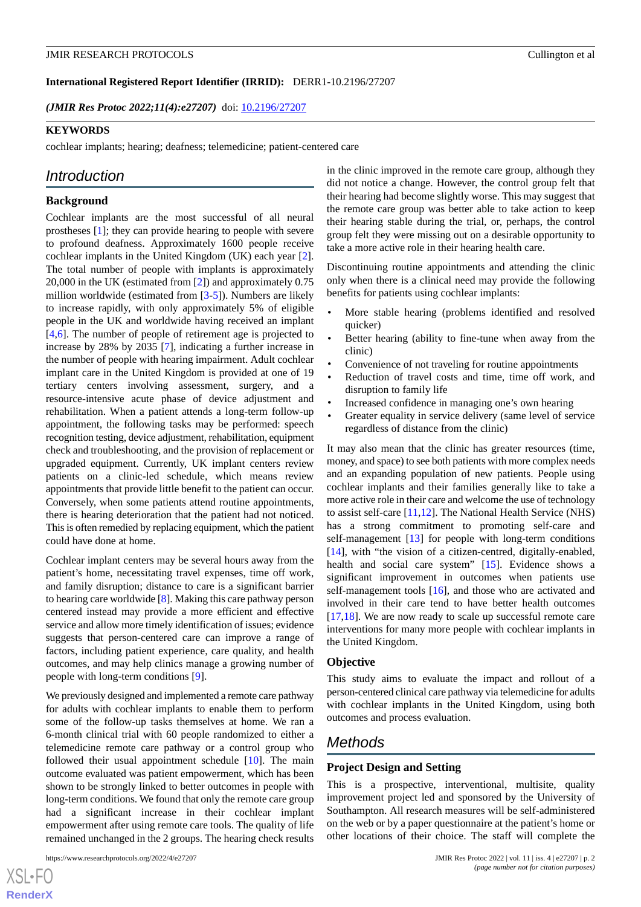**International Registered Report Identifier (IRRID):** DERR1-10.2196/27207

***(JMIR Res Protoc 2022;11(4):e27207)*** doi: 10.2196/27207

**KEYWORDS**

cochlear implants; hearing; deafness; telemedicine; patient-centered care

## Introduction

### Background

Cochlear implants are the most successful of all neural prostheses [1]; they can provide hearing to people with severe to profound deafness. Approximately 1600 people receive cochlear implants in the United Kingdom (UK) each year [2]. The total number of people with implants is approximately 20,000 in the UK (estimated from [2]) and approximately 0.75 million worldwide (estimated from [3-5]). Numbers are likely to increase rapidly, with only approximately 5% of eligible people in the UK and worldwide having received an implant [4,6]. The number of people of retirement age is projected to increase by 28% by 2035 [7], indicating a further increase in the number of people with hearing impairment. Adult cochlear implant care in the United Kingdom is provided at one of 19 tertiary centers involving assessment, surgery, and a resource-intensive acute phase of device adjustment and rehabilitation. When a patient attends a long-term follow-up appointment, the following tasks may be performed: speech recognition testing, device adjustment, rehabilitation, equipment check and troubleshooting, and the provision of replacement or upgraded equipment. Currently, UK implant centers review patients on a clinic-led schedule, which means review appointments that provide little benefit to the patient can occur. Conversely, when some patients attend routine appointments, there is hearing deterioration that the patient had not noticed. This is often remedied by replacing equipment, which the patient could have done at home.

Cochlear implant centers may be several hours away from the patient's home, necessitating travel expenses, time off work, and family disruption; distance to care is a significant barrier to hearing care worldwide [8]. Making this care pathway person centered instead may provide a more efficient and effective service and allow more timely identification of issues; evidence suggests that person-centered care can improve a range of factors, including patient experience, care quality, and health outcomes, and may help clinics manage a growing number of people with long-term conditions [9].

We previously designed and implemented a remote care pathway for adults with cochlear implants to enable them to perform some of the follow-up tasks themselves at home. We ran a 6-month clinical trial with 60 people randomized to either a telemedicine remote care pathway or a control group who followed their usual appointment schedule [10]. The main outcome evaluated was patient empowerment, which has been shown to be strongly linked to better outcomes in people with long-term conditions. We found that only the remote care group had a significant increase in their cochlear implant empowerment after using remote care tools. The quality of life remained unchanged in the 2 groups. The hearing check results in the clinic improved in the remote care group, although they did not notice a change. However, the control group felt that their hearing had become slightly worse. This may suggest that the remote care group was better able to take action to keep their hearing stable during the trial, or, perhaps, the control group felt they were missing out on a desirable opportunity to take a more active role in their hearing health care.

Discontinuing routine appointments and attending the clinic only when there is a clinical need may provide the following benefits for patients using cochlear implants:

- More stable hearing (problems identified and resolved quicker)
- Better hearing (ability to fine-tune when away from the clinic)
- Convenience of not traveling for routine appointments
- Reduction of travel costs and time, time off work, and disruption to family life
- Increased confidence in managing one's own hearing
- Greater equality in service delivery (same level of service regardless of distance from the clinic)

It may also mean that the clinic has greater resources (time, money, and space) to see both patients with more complex needs and an expanding population of new patients. People using cochlear implants and their families generally like to take a more active role in their care and welcome the use of technology to assist self-care [11,12]. The National Health Service (NHS) has a strong commitment to promoting self-care and self-management [13] for people with long-term conditions [14], with "the vision of a citizen-centred, digitally-enabled, health and social care system" [15]. Evidence shows a significant improvement in outcomes when patients use self-management tools [16], and those who are activated and involved in their care tend to have better health outcomes [17,18]. We are now ready to scale up successful remote care interventions for many more people with cochlear implants in the United Kingdom.

### Objective

This study aims to evaluate the impact and rollout of a person-centered clinical care pathway via telemedicine for adults with cochlear implants in the United Kingdom, using both outcomes and process evaluation.

## Methods

### Project Design and Setting

This is a prospective, interventional, multisite, quality improvement project led and sponsored by the University of Southampton. All research measures will be self-administered on the web or by a paper questionnaire at the patient's home or other locations of their choice. The staff will complete the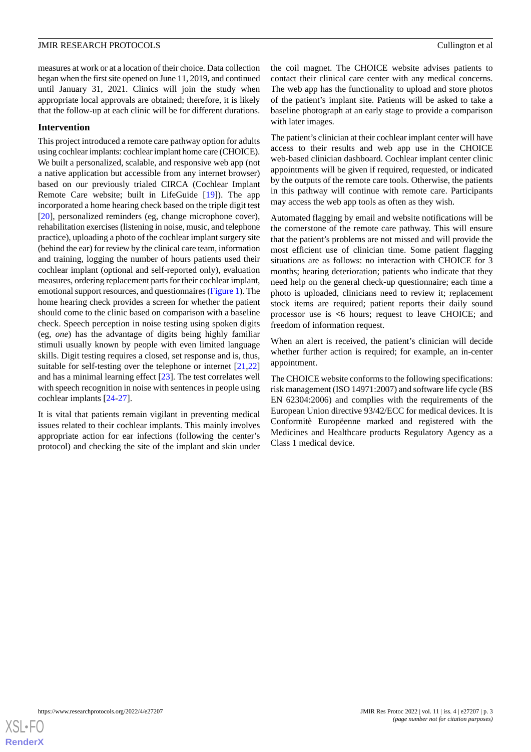measures at work or at a location of their choice. Data collection began when the first site opened on June 11, 2019**,** and continued until January 31, 2021. Clinics will join the study when appropriate local approvals are obtained; therefore, it is likely that the follow-up at each clinic will be for different durations.

### Intervention

This project introduced a remote care pathway option for adults using cochlear implants: cochlear implant home care (CHOICE). We built a personalized, scalable, and responsive web app (not a native application but accessible from any internet browser) based on our previously trialed CIRCA (Cochlear Implant Remote Care website; built in LifeGuide [19]). The app incorporated a home hearing check based on the triple digit test [20], personalized reminders (eg, change microphone cover), rehabilitation exercises (listening in noise, music, and telephone practice), uploading a photo of the cochlear implant surgery site (behind the ear) for review by the clinical care team, information and training, logging the number of hours patients used their cochlear implant (optional and self-reported only), evaluation measures, ordering replacement parts for their cochlear implant, emotional support resources, and questionnaires (Figure 1). The home hearing check provides a screen for whether the patient should come to the clinic based on comparison with a baseline check. Speech perception in noise testing using spoken digits (eg, *one*) has the advantage of digits being highly familiar stimuli usually known by people with even limited language skills. Digit testing requires a closed, set response and is, thus, suitable for self-testing over the telephone or internet [21,22] and has a minimal learning effect [23]. The test correlates well with speech recognition in noise with sentences in people using cochlear implants [24-27].

It is vital that patients remain vigilant in preventing medical issues related to their cochlear implants. This mainly involves appropriate action for ear infections (following the center's protocol) and checking the site of the implant and skin under the coil magnet. The CHOICE website advises patients to contact their clinical care center with any medical concerns. The web app has the functionality to upload and store photos of the patient's implant site. Patients will be asked to take a baseline photograph at an early stage to provide a comparison with later images.

The patient's clinician at their cochlear implant center will have access to their results and web app use in the CHOICE web-based clinician dashboard. Cochlear implant center clinic appointments will be given if required, requested, or indicated by the outputs of the remote care tools. Otherwise, the patients in this pathway will continue with remote care. Participants may access the web app tools as often as they wish.

Automated flagging by email and website notifications will be the cornerstone of the remote care pathway. This will ensure that the patient's problems are not missed and will provide the most efficient use of clinician time. Some patient flagging situations are as follows: no interaction with CHOICE for 3 months; hearing deterioration; patients who indicate that they need help on the general check-up questionnaire; each time a photo is uploaded, clinicians need to review it; replacement stock items are required; patient reports their daily sound processor use is <6 hours; request to leave CHOICE; and freedom of information request.

When an alert is received, the patient's clinician will decide whether further action is required; for example, an in-center appointment.

The CHOICE website conforms to the following specifications: risk management (ISO 14971:2007) and software life cycle (BS EN 62304:2006) and complies with the requirements of the European Union directive 93/42/ECC for medical devices. It is Conformitè Europëenne marked and registered with the Medicines and Healthcare products Regulatory Agency as a Class 1 medical device.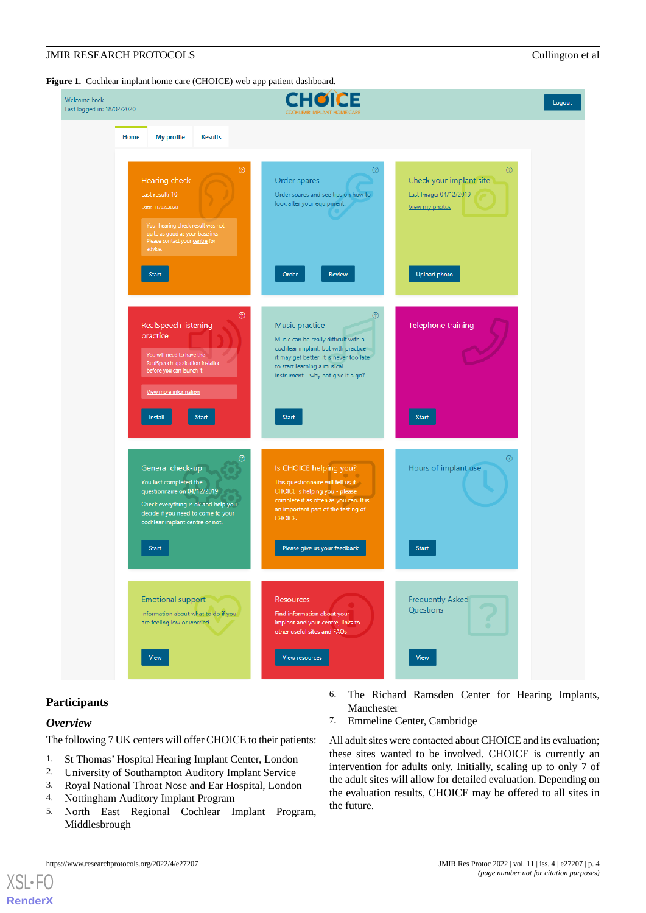**Figure 1.** Cochlear implant home care (CHOICE) web app patient dashboard.

## Participants

### *Overview*

The following 7 UK centers will offer CHOICE to their patients:

1. St Thomas' Hospital Hearing Implant Center, London
2. University of Southampton Auditory Implant Service
3. Royal National Throat Nose and Ear Hospital, London
4. Nottingham Auditory Implant Program
5. North East Regional Cochlear Implant Program, Middlesbrough
6. The Richard Ramsden Center for Hearing Implants, Manchester
7. Emmeline Center, Cambridge

All adult sites were contacted about CHOICE and its evaluation; these sites wanted to be involved. CHOICE is currently an intervention for adults only. Initially, scaling up to only 7 of the adult sites will allow for detailed evaluation. Depending on the evaluation results, CHOICE may be offered to all sites in the future.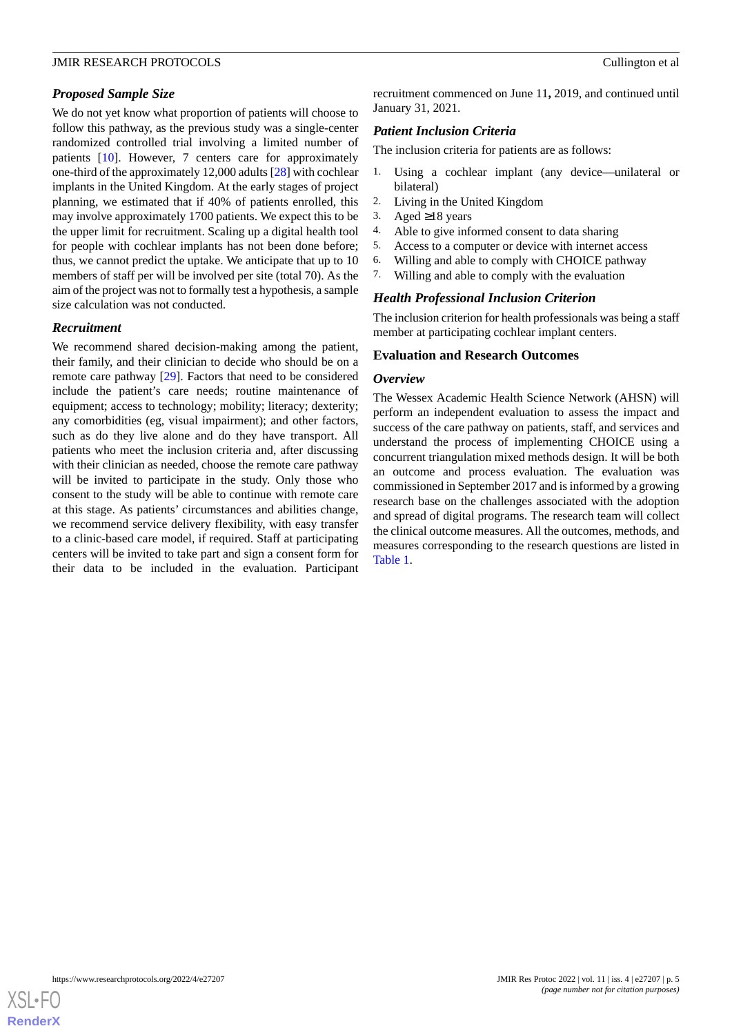### Proposed Sample Size

We do not yet know what proportion of patients will choose to follow this pathway, as the previous study was a single-center randomized controlled trial involving a limited number of patients [10]. However, 7 centers care for approximately one-third of the approximately 12,000 adults [28] with cochlear implants in the United Kingdom. At the early stages of project planning, we estimated that if 40% of patients enrolled, this may involve approximately 1700 patients. We expect this to be the upper limit for recruitment. Scaling up a digital health tool for people with cochlear implants has not been done before; thus, we cannot predict the uptake. We anticipate that up to 10 members of staff per will be involved per site (total 70). As the aim of the project was not to formally test a hypothesis, a sample size calculation was not conducted.

### Recruitment

We recommend shared decision-making among the patient, their family, and their clinician to decide who should be on a remote care pathway [29]. Factors that need to be considered include the patient's care needs; routine maintenance of equipment; access to technology; mobility; literacy; dexterity; any comorbidities (eg, visual impairment); and other factors, such as do they live alone and do they have transport. All patients who meet the inclusion criteria and, after discussing with their clinician as needed, choose the remote care pathway will be invited to participate in the study. Only those who consent to the study will be able to continue with remote care at this stage. As patients' circumstances and abilities change, we recommend service delivery flexibility, with easy transfer to a clinic-based care model, if required. Staff at participating centers will be invited to take part and sign a consent form for their data to be included in the evaluation. Participant recruitment commenced on June 11**,** 2019, and continued until January 31, 2021.

### Patient Inclusion Criteria

The inclusion criteria for patients are as follows:

1. Using a cochlear implant (any device—unilateral or bilateral)
2. Living in the United Kingdom
3. Aged ≥18 years
4. Able to give informed consent to data sharing
5. Access to a computer or device with internet access
6. Willing and able to comply with CHOICE pathway
7. Willing and able to comply with the evaluation

### Health Professional Inclusion Criterion

The inclusion criterion for health professionals was being a staff member at participating cochlear implant centers.

## Evaluation and Research Outcomes

### Overview

The Wessex Academic Health Science Network (AHSN) will perform an independent evaluation to assess the impact and success of the care pathway on patients, staff, and services and understand the process of implementing CHOICE using a concurrent triangulation mixed methods design. It will be both an outcome and process evaluation. The evaluation was commissioned in September 2017 and is informed by a growing research base on the challenges associated with the adoption and spread of digital programs. The research team will collect the clinical outcome measures. All the outcomes, methods, and measures corresponding to the research questions are listed in Table 1.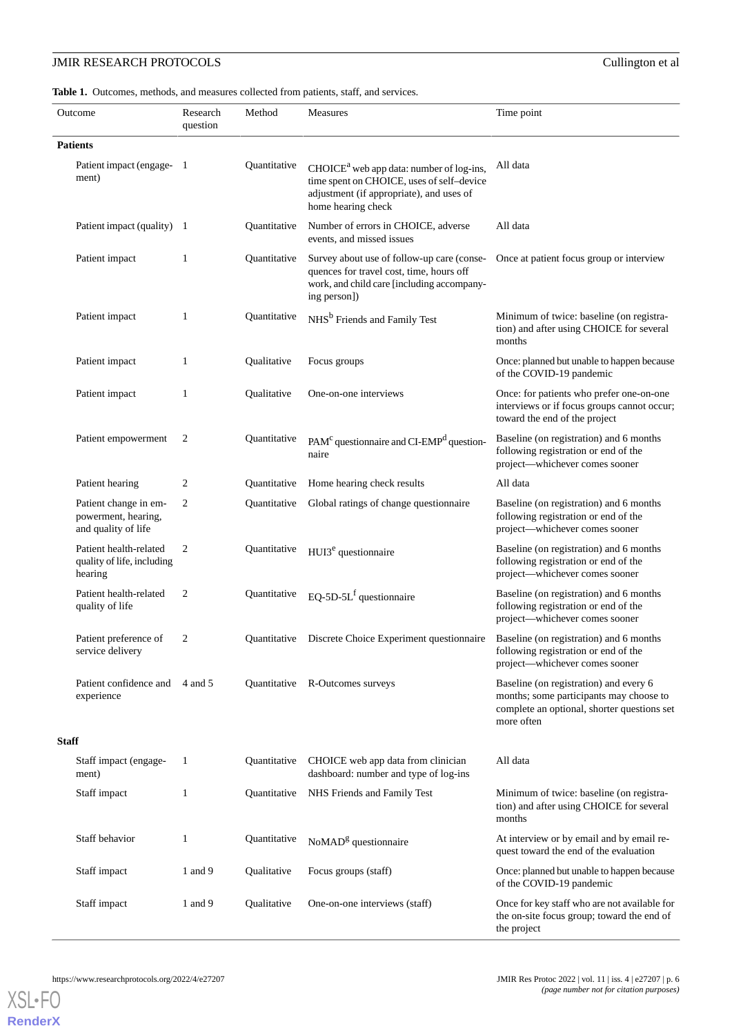**Table 1.** Outcomes, methods, and measures collected from patients, staff, and services.

| Outcome | Research question | Method | Measures | Time point |
|---|---|---|---|---|
| **Patients** | | | | |
| Patient impact (engagement) | 1 | Quantitative | CHOICE[a] web app data: number of log-ins, time spent on CHOICE, uses of self–device adjustment (if appropriate), and uses of home hearing check | All data |
| Patient impact (quality) | 1 | Quantitative | Number of errors in CHOICE, adverse events, and missed issues | All data |
| Patient impact | 1 | Quantitative | Survey about use of follow-up care (consequences for travel cost, time, hours off work, and child care [including accompanying person]) | Once at patient focus group or interview |
| Patient impact | 1 | Quantitative | NHS[b] Friends and Family Test | Minimum of twice: baseline (on registration) and after using CHOICE for several months |
| Patient impact | 1 | Qualitative | Focus groups | Once: planned but unable to happen because of the COVID-19 pandemic |
| Patient impact | 1 | Qualitative | One-on-one interviews | Once: for patients who prefer one-on-one interviews or if focus groups cannot occur; toward the end of the project |
| Patient empowerment | 2 | Quantitative | PAM[c] questionnaire and CI-EMP[d] questionnaire | Baseline (on registration) and 6 months following registration or end of the project—whichever comes sooner |
| Patient hearing | 2 | Quantitative | Home hearing check results | All data |
| Patient change in empowerment, hearing, and quality of life | 2 | Quantitative | Global ratings of change questionnaire | Baseline (on registration) and 6 months following registration or end of the project—whichever comes sooner |
| Patient health-related quality of life, including hearing | 2 | Quantitative | HUI3[e] questionnaire | Baseline (on registration) and 6 months following registration or end of the project—whichever comes sooner |
| Patient health-related quality of life | 2 | Quantitative | EQ-5D-5L[f] questionnaire | Baseline (on registration) and 6 months following registration or end of the project—whichever comes sooner |
| Patient preference of service delivery | 2 | Quantitative | Discrete Choice Experiment questionnaire | Baseline (on registration) and 6 months following registration or end of the project—whichever comes sooner |
| Patient confidence and experience | 4 and 5 | Quantitative | R-Outcomes surveys | Baseline (on registration) and every 6 months; some participants may choose to complete an optional, shorter questions set more often |
| **Staff** | | | | |
| Staff impact (engagement) | 1 | Quantitative | CHOICE web app data from clinician dashboard: number and type of log-ins | All data |
| Staff impact | 1 | Quantitative | NHS Friends and Family Test | Minimum of twice: baseline (on registration) and after using CHOICE for several months |
| Staff behavior | 1 | Quantitative | NoMAD[g] questionnaire | At interview or by email and by email request toward the end of the evaluation |
| Staff impact | 1 and 9 | Qualitative | Focus groups (staff) | Once: planned but unable to happen because of the COVID-19 pandemic |
| Staff impact | 1 and 9 | Qualitative | One-on-one interviews (staff) | Once for key staff who are not available for the on-site focus group; toward the end of the project |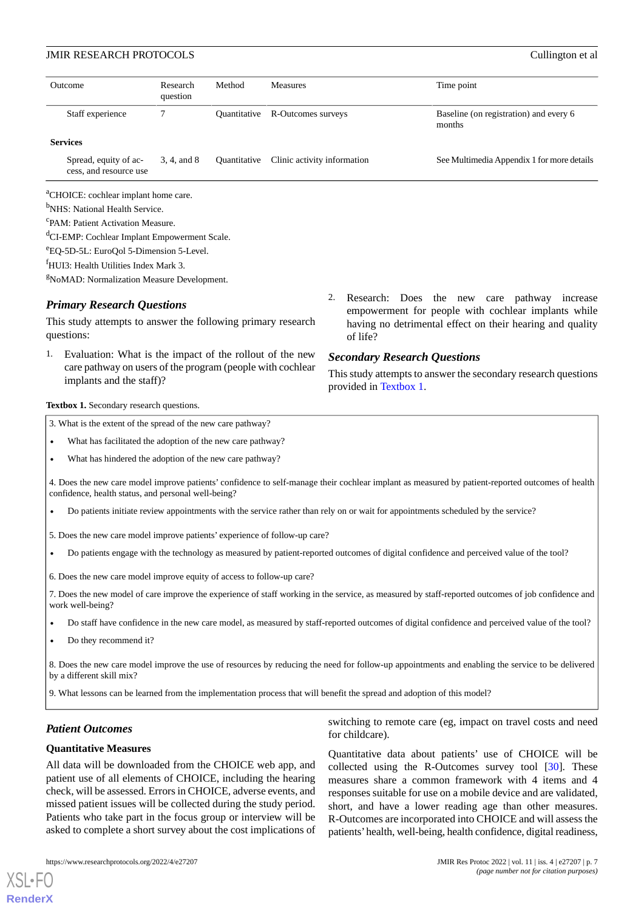| Outcome | Research question | Method | Measures | Time point |
|---|---|---|---|---|
| Staff experience | 7 | Quantitative | R-Outcomes surveys | Baseline (on registration) and every 6 months |
| **Services** | | | | |
| Spread, equity of access, and resource use | 3, 4, and 8 | Quantitative | Clinic activity information | See Multimedia Appendix 1 for more details |

[a]CHOICE: cochlear implant home care.

[b]NHS: National Health Service.

[c]PAM: Patient Activation Measure.

[d]CI-EMP: Cochlear Implant Empowerment Scale.

[e]EQ-5D-5L: EuroQol 5-Dimension 5-Level.

[f]HUI3: Health Utilities Index Mark 3.

[g]NoMAD: Normalization Measure Development.

### Primary Research Questions

This study attempts to answer the following primary research questions:

1. Evaluation: What is the impact of the rollout of the new care pathway on users of the program (people with cochlear implants and the staff)?
2. Research: Does the new care pathway increase empowerment for people with cochlear implants while having no detrimental effect on their hearing and quality of life?

### Secondary Research Questions

This study attempts to answer the secondary research questions provided in Textbox 1.

**Textbox 1.** Secondary research questions.

3. What is the extent of the spread of the new care pathway?
   - What has facilitated the adoption of the new care pathway?
   - What has hindered the adoption of the new care pathway?

4. Does the new care model improve patients' confidence to self-manage their cochlear implant as measured by patient-reported outcomes of health confidence, health status, and personal well-being?
   - Do patients initiate review appointments with the service rather than rely on or wait for appointments scheduled by the service?

5. Does the new care model improve patients' experience of follow-up care?
   - Do patients engage with the technology as measured by patient-reported outcomes of digital confidence and perceived value of the tool?

6. Does the new care model improve equity of access to follow-up care?

7. Does the new model of care improve the experience of staff working in the service, as measured by staff-reported outcomes of job confidence and work well-being?
   - Do staff have confidence in the new care model, as measured by staff-reported outcomes of digital confidence and perceived value of the tool?
   - Do they recommend it?

8. Does the new care model improve the use of resources by reducing the need for follow-up appointments and enabling the service to be delivered by a different skill mix?

9. What lessons can be learned from the implementation process that will benefit the spread and adoption of this model?

### Patient Outcomes

#### Quantitative Measures

All data will be downloaded from the CHOICE web app, and patient use of all elements of CHOICE, including the hearing check, will be assessed. Errors in CHOICE, adverse events, and missed patient issues will be collected during the study period. Patients who take part in the focus group or interview will be asked to complete a short survey about the cost implications of switching to remote care (eg, impact on travel costs and need for childcare).

Quantitative data about patients' use of CHOICE will be collected using the R-Outcomes survey tool [30]. These measures share a common framework with 4 items and 4 responses suitable for use on a mobile device and are validated, short, and have a lower reading age than other measures. R-Outcomes are incorporated into CHOICE and will assess the patients' health, well-being, health confidence, digital readiness,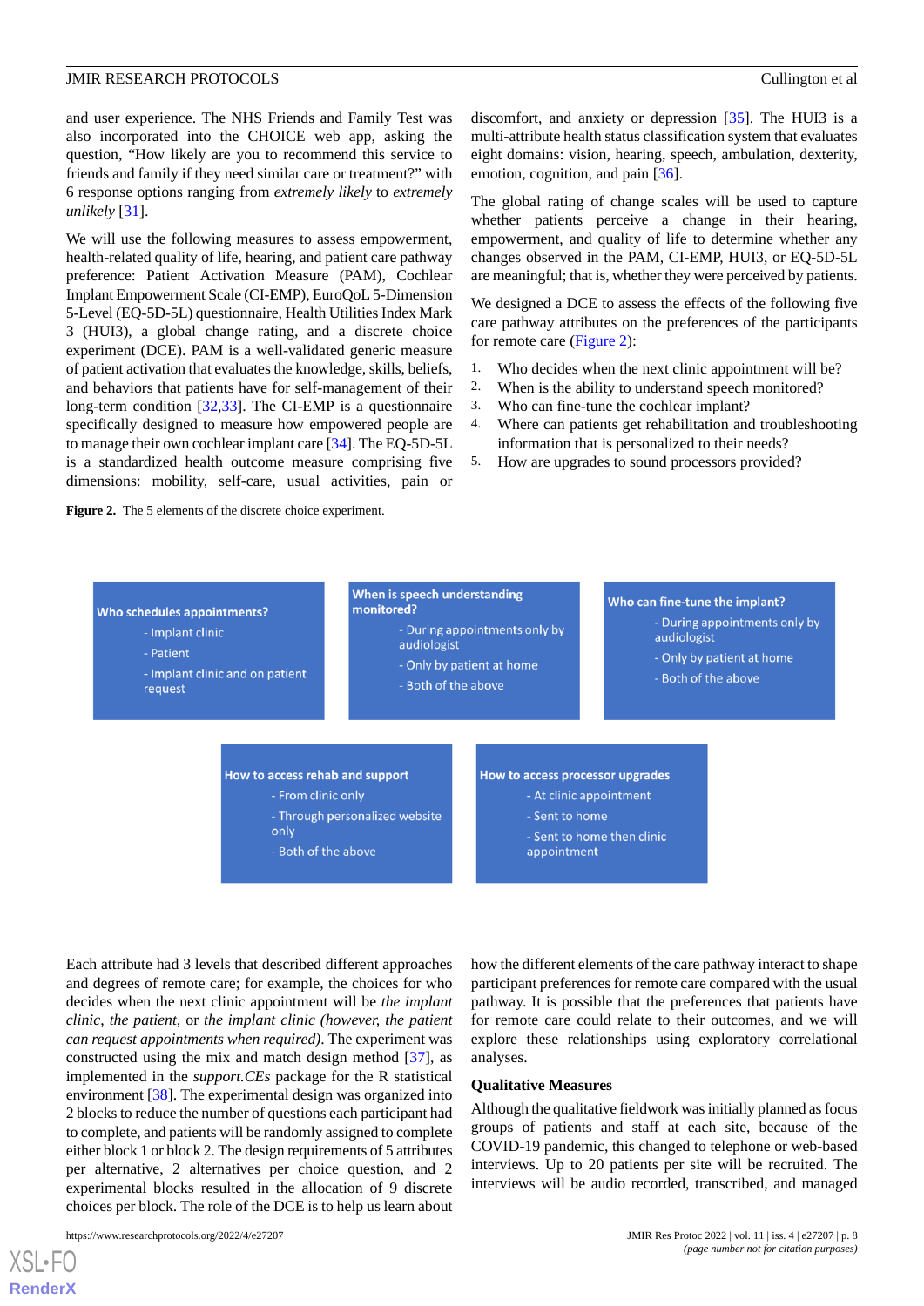and user experience. The NHS Friends and Family Test was also incorporated into the CHOICE web app, asking the question, "How likely are you to recommend this service to friends and family if they need similar care or treatment?" with 6 response options ranging from *extremely likely* to *extremely unlikely* [31].

We will use the following measures to assess empowerment, health-related quality of life, hearing, and patient care pathway preference: Patient Activation Measure (PAM), Cochlear Implant Empowerment Scale (CI-EMP), EuroQoL 5-Dimension 5-Level (EQ-5D-5L) questionnaire, Health Utilities Index Mark 3 (HUI3), a global change rating, and a discrete choice experiment (DCE). PAM is a well-validated generic measure of patient activation that evaluates the knowledge, skills, beliefs, and behaviors that patients have for self-management of their long-term condition [32,33]. The CI-EMP is a questionnaire specifically designed to measure how empowered people are to manage their own cochlear implant care [34]. The EQ-5D-5L is a standardized health outcome measure comprising five dimensions: mobility, self-care, usual activities, pain or discomfort, and anxiety or depression [35]. The HUI3 is a multi-attribute health status classification system that evaluates eight domains: vision, hearing, speech, ambulation, dexterity, emotion, cognition, and pain [36].

The global rating of change scales will be used to capture whether patients perceive a change in their hearing, empowerment, and quality of life to determine whether any changes observed in the PAM, CI-EMP, HUI3, or EQ-5D-5L are meaningful; that is, whether they were perceived by patients.

We designed a DCE to assess the effects of the following five care pathway attributes on the preferences of the participants for remote care (Figure 2):

1. Who decides when the next clinic appointment will be?
2. When is the ability to understand speech monitored?
3. Who can fine-tune the cochlear implant?
4. Where can patients get rehabilitation and troubleshooting information that is personalized to their needs?
5. How are upgrades to sound processors provided?

**Figure 2.** The 5 elements of the discrete choice experiment.

**Who schedules appointments?**
- Implant clinic
- Patient
- Implant clinic and on patient request

**When is speech understanding monitored?**
- During appointments only by audiologist
- Only by patient at home
- Both of the above

**Who can fine-tune the implant?**
- During appointments only by audiologist
- Only by patient at home
- Both of the above

**How to access rehab and support**
- From clinic only
- Through personalized website only
- Both of the above

**How to access processor upgrades**
- At clinic appointment
- Sent to home
- Sent to home then clinic appointment

Each attribute had 3 levels that described different approaches and degrees of remote care; for example, the choices for who decides when the next clinic appointment will be *the implant clinic*, *the patient*, or *the implant clinic (however, the patient can request appointments when required)*. The experiment was constructed using the mix and match design method [37], as implemented in the *support.CEs* package for the R statistical environment [38]. The experimental design was organized into 2 blocks to reduce the number of questions each participant had to complete, and patients will be randomly assigned to complete either block 1 or block 2. The design requirements of 5 attributes per alternative, 2 alternatives per choice question, and 2 experimental blocks resulted in the allocation of 9 discrete choices per block. The role of the DCE is to help us learn about how the different elements of the care pathway interact to shape participant preferences for remote care compared with the usual pathway. It is possible that the preferences that patients have for remote care could relate to their outcomes, and we will explore these relationships using exploratory correlational analyses.

### Qualitative Measures

Although the qualitative fieldwork was initially planned as focus groups of patients and staff at each site, because of the COVID-19 pandemic, this changed to telephone or web-based interviews. Up to 20 patients per site will be recruited. The interviews will be audio recorded, transcribed, and managed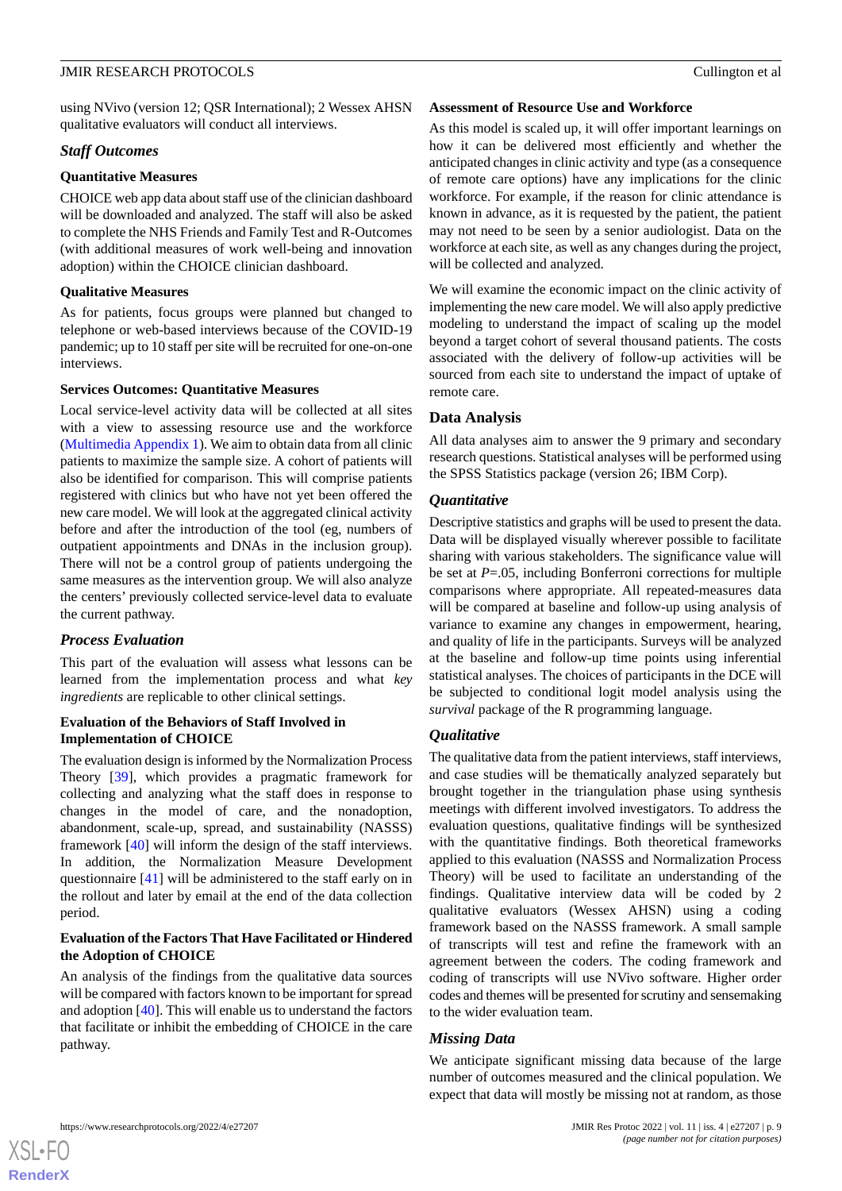using NVivo (version 12; QSR International); 2 Wessex AHSN qualitative evaluators will conduct all interviews.

### *Staff Outcomes*

#### Quantitative Measures

CHOICE web app data about staff use of the clinician dashboard will be downloaded and analyzed. The staff will also be asked to complete the NHS Friends and Family Test and R-Outcomes (with additional measures of work well-being and innovation adoption) within the CHOICE clinician dashboard.

#### Qualitative Measures

As for patients, focus groups were planned but changed to telephone or web-based interviews because of the COVID-19 pandemic; up to 10 staff per site will be recruited for one-on-one interviews.

#### Services Outcomes: Quantitative Measures

Local service-level activity data will be collected at all sites with a view to assessing resource use and the workforce (Multimedia Appendix 1). We aim to obtain data from all clinic patients to maximize the sample size. A cohort of patients will also be identified for comparison. This will comprise patients registered with clinics but who have not yet been offered the new care model. We will look at the aggregated clinical activity before and after the introduction of the tool (eg, numbers of outpatient appointments and DNAs in the inclusion group). There will not be a control group of patients undergoing the same measures as the intervention group. We will also analyze the centers' previously collected service-level data to evaluate the current pathway.

### *Process Evaluation*

This part of the evaluation will assess what lessons can be learned from the implementation process and what *key ingredients* are replicable to other clinical settings.

#### Evaluation of the Behaviors of Staff Involved in Implementation of CHOICE

The evaluation design is informed by the Normalization Process Theory [39], which provides a pragmatic framework for collecting and analyzing what the staff does in response to changes in the model of care, and the nonadoption, abandonment, scale-up, spread, and sustainability (NASSS) framework [40] will inform the design of the staff interviews. In addition, the Normalization Measure Development questionnaire [41] will be administered to the staff early on in the rollout and later by email at the end of the data collection period.

#### Evaluation of the Factors That Have Facilitated or Hindered the Adoption of CHOICE

An analysis of the findings from the qualitative data sources will be compared with factors known to be important for spread and adoption [40]. This will enable us to understand the factors that facilitate or inhibit the embedding of CHOICE in the care pathway.

#### Assessment of Resource Use and Workforce

As this model is scaled up, it will offer important learnings on how it can be delivered most efficiently and whether the anticipated changes in clinic activity and type (as a consequence of remote care options) have any implications for the clinic workforce. For example, if the reason for clinic attendance is known in advance, as it is requested by the patient, the patient may not need to be seen by a senior audiologist. Data on the workforce at each site, as well as any changes during the project, will be collected and analyzed.

We will examine the economic impact on the clinic activity of implementing the new care model. We will also apply predictive modeling to understand the impact of scaling up the model beyond a target cohort of several thousand patients. The costs associated with the delivery of follow-up activities will be sourced from each site to understand the impact of uptake of remote care.

## Data Analysis

All data analyses aim to answer the 9 primary and secondary research questions. Statistical analyses will be performed using the SPSS Statistics package (version 26; IBM Corp).

### *Quantitative*

Descriptive statistics and graphs will be used to present the data. Data will be displayed visually wherever possible to facilitate sharing with various stakeholders. The significance value will be set at $P=.05$, including Bonferroni corrections for multiple comparisons where appropriate. All repeated-measures data will be compared at baseline and follow-up using analysis of variance to examine any changes in empowerment, hearing, and quality of life in the participants. Surveys will be analyzed at the baseline and follow-up time points using inferential statistical analyses. The choices of participants in the DCE will be subjected to conditional logit model analysis using the *survival* package of the R programming language.

### *Qualitative*

The qualitative data from the patient interviews, staff interviews, and case studies will be thematically analyzed separately but brought together in the triangulation phase using synthesis meetings with different involved investigators. To address the evaluation questions, qualitative findings will be synthesized with the quantitative findings. Both theoretical frameworks applied to this evaluation (NASSS and Normalization Process Theory) will be used to facilitate an understanding of the findings. Qualitative interview data will be coded by 2 qualitative evaluators (Wessex AHSN) using a coding framework based on the NASSS framework. A small sample of transcripts will test and refine the framework with an agreement between the coders. The coding framework and coding of transcripts will use NVivo software. Higher order codes and themes will be presented for scrutiny and sensemaking to the wider evaluation team.

### *Missing Data*

We anticipate significant missing data because of the large number of outcomes measured and the clinical population. We expect that data will mostly be missing not at random, as those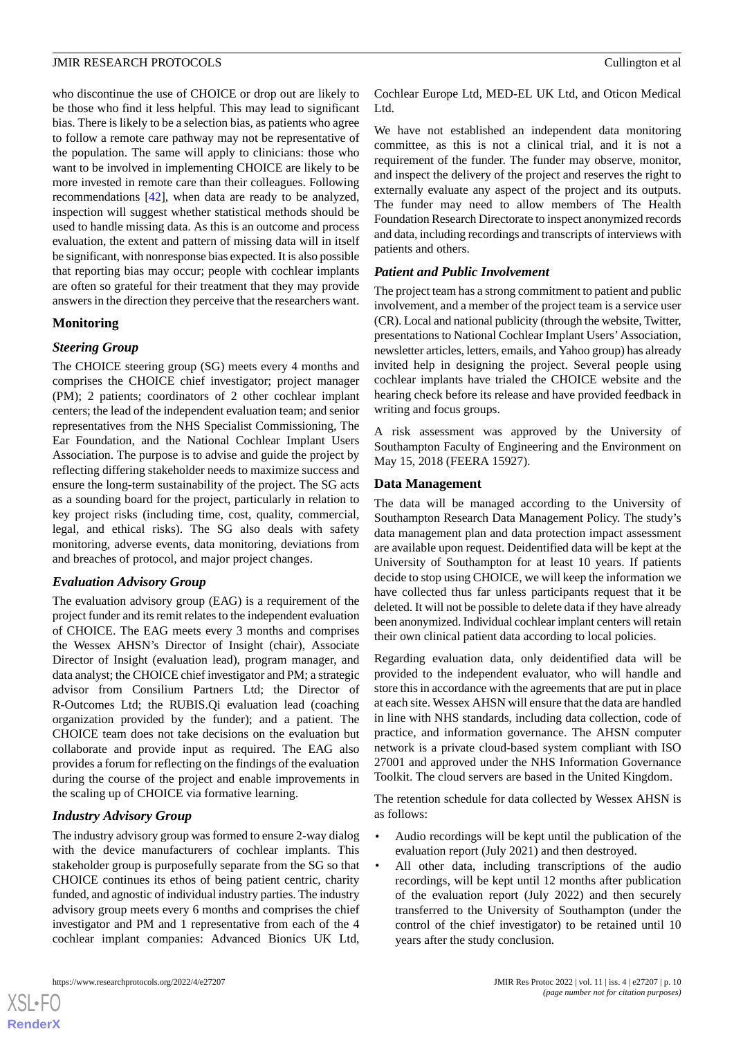who discontinue the use of CHOICE or drop out are likely to be those who find it less helpful. This may lead to significant bias. There is likely to be a selection bias, as patients who agree to follow a remote care pathway may not be representative of the population. The same will apply to clinicians: those who want to be involved in implementing CHOICE are likely to be more invested in remote care than their colleagues. Following recommendations [42], when data are ready to be analyzed, inspection will suggest whether statistical methods should be used to handle missing data. As this is an outcome and process evaluation, the extent and pattern of missing data will in itself be significant, with nonresponse bias expected. It is also possible that reporting bias may occur; people with cochlear implants are often so grateful for their treatment that they may provide answers in the direction they perceive that the researchers want.

## Monitoring

### Steering Group

The CHOICE steering group (SG) meets every 4 months and comprises the CHOICE chief investigator; project manager (PM); 2 patients; coordinators of 2 other cochlear implant centers; the lead of the independent evaluation team; and senior representatives from the NHS Specialist Commissioning, The Ear Foundation, and the National Cochlear Implant Users Association. The purpose is to advise and guide the project by reflecting differing stakeholder needs to maximize success and ensure the long-term sustainability of the project. The SG acts as a sounding board for the project, particularly in relation to key project risks (including time, cost, quality, commercial, legal, and ethical risks). The SG also deals with safety monitoring, adverse events, data monitoring, deviations from and breaches of protocol, and major project changes.

### Evaluation Advisory Group

The evaluation advisory group (EAG) is a requirement of the project funder and its remit relates to the independent evaluation of CHOICE. The EAG meets every 3 months and comprises the Wessex AHSN's Director of Insight (chair), Associate Director of Insight (evaluation lead), program manager, and data analyst; the CHOICE chief investigator and PM; a strategic advisor from Consilium Partners Ltd; the Director of R-Outcomes Ltd; the RUBIS.Qi evaluation lead (coaching organization provided by the funder); and a patient. The CHOICE team does not take decisions on the evaluation but collaborate and provide input as required. The EAG also provides a forum for reflecting on the findings of the evaluation during the course of the project and enable improvements in the scaling up of CHOICE via formative learning.

### Industry Advisory Group

The industry advisory group was formed to ensure 2-way dialog with the device manufacturers of cochlear implants. This stakeholder group is purposefully separate from the SG so that CHOICE continues its ethos of being patient centric, charity funded, and agnostic of individual industry parties. The industry advisory group meets every 6 months and comprises the chief investigator and PM and 1 representative from each of the 4 cochlear implant companies: Advanced Bionics UK Ltd, Cochlear Europe Ltd, MED-EL UK Ltd, and Oticon Medical Ltd.

We have not established an independent data monitoring committee, as this is not a clinical trial, and it is not a requirement of the funder. The funder may observe, monitor, and inspect the delivery of the project and reserves the right to externally evaluate any aspect of the project and its outputs. The funder may need to allow members of The Health Foundation Research Directorate to inspect anonymized records and data, including recordings and transcripts of interviews with patients and others.

### Patient and Public Involvement

The project team has a strong commitment to patient and public involvement, and a member of the project team is a service user (CR). Local and national publicity (through the website, Twitter, presentations to National Cochlear Implant Users' Association, newsletter articles, letters, emails, and Yahoo group) has already invited help in designing the project. Several people using cochlear implants have trialed the CHOICE website and the hearing check before its release and have provided feedback in writing and focus groups.

A risk assessment was approved by the University of Southampton Faculty of Engineering and the Environment on May 15, 2018 (FEERA 15927).

## Data Management

The data will be managed according to the University of Southampton Research Data Management Policy. The study's data management plan and data protection impact assessment are available upon request. Deidentified data will be kept at the University of Southampton for at least 10 years. If patients decide to stop using CHOICE, we will keep the information we have collected thus far unless participants request that it be deleted. It will not be possible to delete data if they have already been anonymized. Individual cochlear implant centers will retain their own clinical patient data according to local policies.

Regarding evaluation data, only deidentified data will be provided to the independent evaluator, who will handle and store this in accordance with the agreements that are put in place at each site. Wessex AHSN will ensure that the data are handled in line with NHS standards, including data collection, code of practice, and information governance. The AHSN computer network is a private cloud-based system compliant with ISO 27001 and approved under the NHS Information Governance Toolkit. The cloud servers are based in the United Kingdom.

The retention schedule for data collected by Wessex AHSN is as follows:

- Audio recordings will be kept until the publication of the evaluation report (July 2021) and then destroyed.
- All other data, including transcriptions of the audio recordings, will be kept until 12 months after publication of the evaluation report (July 2022) and then securely transferred to the University of Southampton (under the control of the chief investigator) to be retained until 10 years after the study conclusion.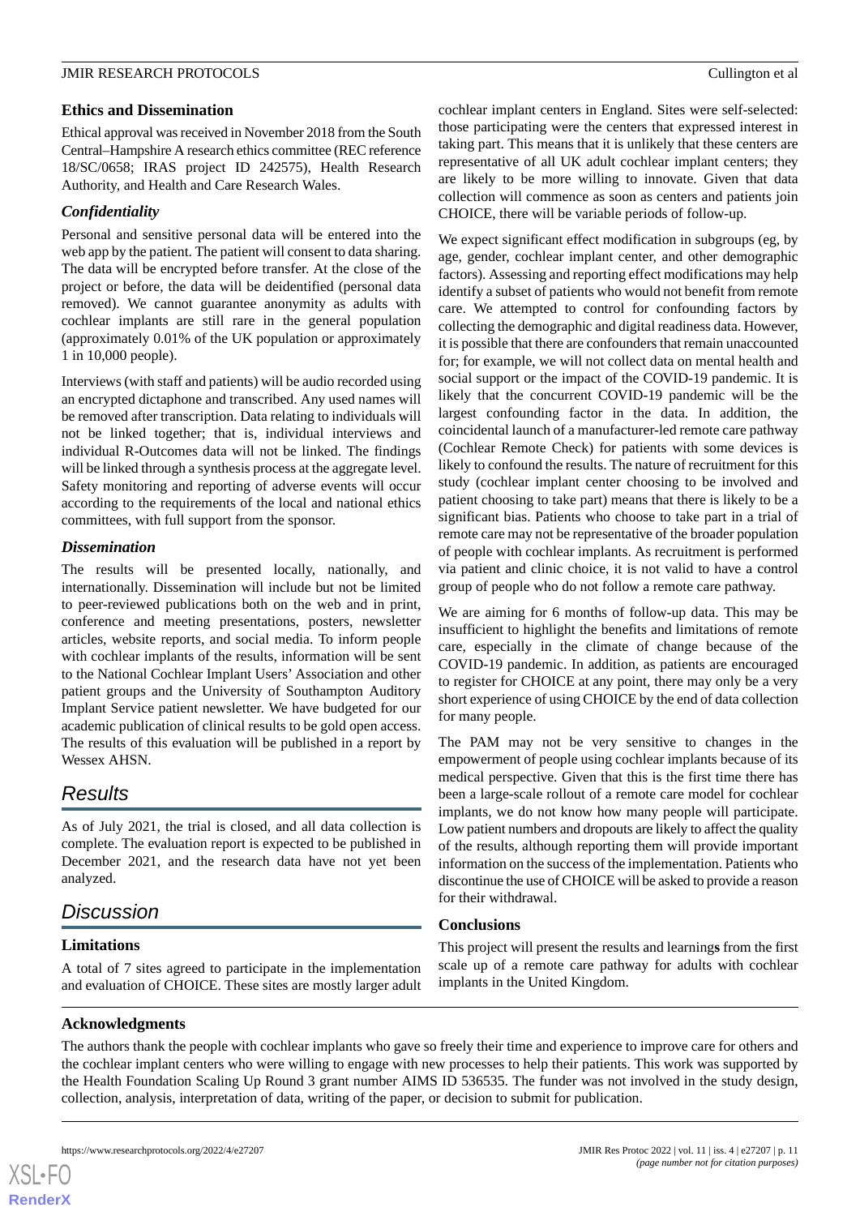### Ethics and Dissemination

Ethical approval was received in November 2018 from the South Central–Hampshire A research ethics committee (REC reference 18/SC/0658; IRAS project ID 242575), Health Research Authority, and Health and Care Research Wales.

#### *Confidentiality*

Personal and sensitive personal data will be entered into the web app by the patient. The patient will consent to data sharing. The data will be encrypted before transfer. At the close of the project or before, the data will be deidentified (personal data removed). We cannot guarantee anonymity as adults with cochlear implants are still rare in the general population (approximately 0.01% of the UK population or approximately 1 in 10,000 people).

Interviews (with staff and patients) will be audio recorded using an encrypted dictaphone and transcribed. Any used names will be removed after transcription. Data relating to individuals will not be linked together; that is, individual interviews and individual R-Outcomes data will not be linked. The findings will be linked through a synthesis process at the aggregate level. Safety monitoring and reporting of adverse events will occur according to the requirements of the local and national ethics committees, with full support from the sponsor.

#### *Dissemination*

The results will be presented locally, nationally, and internationally. Dissemination will include but not be limited to peer-reviewed publications both on the web and in print, conference and meeting presentations, posters, newsletter articles, website reports, and social media. To inform people with cochlear implants of the results, information will be sent to the National Cochlear Implant Users' Association and other patient groups and the University of Southampton Auditory Implant Service patient newsletter. We have budgeted for our academic publication of clinical results to be gold open access. The results of this evaluation will be published in a report by Wessex AHSN.

## Results

As of July 2021, the trial is closed, and all data collection is complete. The evaluation report is expected to be published in December 2021, and the research data have not yet been analyzed.

## Discussion

### Limitations

A total of 7 sites agreed to participate in the implementation and evaluation of CHOICE. These sites are mostly larger adult cochlear implant centers in England. Sites were self-selected: those participating were the centers that expressed interest in taking part. This means that it is unlikely that these centers are representative of all UK adult cochlear implant centers; they are likely to be more willing to innovate. Given that data collection will commence as soon as centers and patients join CHOICE, there will be variable periods of follow-up.

We expect significant effect modification in subgroups (eg, by age, gender, cochlear implant center, and other demographic factors). Assessing and reporting effect modifications may help identify a subset of patients who would not benefit from remote care. We attempted to control for confounding factors by collecting the demographic and digital readiness data. However, it is possible that there are confounders that remain unaccounted for; for example, we will not collect data on mental health and social support or the impact of the COVID-19 pandemic. It is likely that the concurrent COVID-19 pandemic will be the largest confounding factor in the data. In addition, the coincidental launch of a manufacturer-led remote care pathway (Cochlear Remote Check) for patients with some devices is likely to confound the results. The nature of recruitment for this study (cochlear implant center choosing to be involved and patient choosing to take part) means that there is likely to be a significant bias. Patients who choose to take part in a trial of remote care may not be representative of the broader population of people with cochlear implants. As recruitment is performed via patient and clinic choice, it is not valid to have a control group of people who do not follow a remote care pathway.

We are aiming for 6 months of follow-up data. This may be insufficient to highlight the benefits and limitations of remote care, especially in the climate of change because of the COVID-19 pandemic. In addition, as patients are encouraged to register for CHOICE at any point, there may only be a very short experience of using CHOICE by the end of data collection for many people.

The PAM may not be very sensitive to changes in the empowerment of people using cochlear implants because of its medical perspective. Given that this is the first time there has been a large-scale rollout of a remote care model for cochlear implants, we do not know how many people will participate. Low patient numbers and dropouts are likely to affect the quality of the results, although reporting them will provide important information on the success of the implementation. Patients who discontinue the use of CHOICE will be asked to provide a reason for their withdrawal.

### Conclusions

This project will present the results and learning**s** from the first scale up of a remote care pathway for adults with cochlear implants in the United Kingdom.

### Acknowledgments

The authors thank the people with cochlear implants who gave so freely their time and experience to improve care for others and the cochlear implant centers who were willing to engage with new processes to help their patients. This work was supported by the Health Foundation Scaling Up Round 3 grant number AIMS ID 536535. The funder was not involved in the study design, collection, analysis, interpretation of data, writing of the paper, or decision to submit for publication.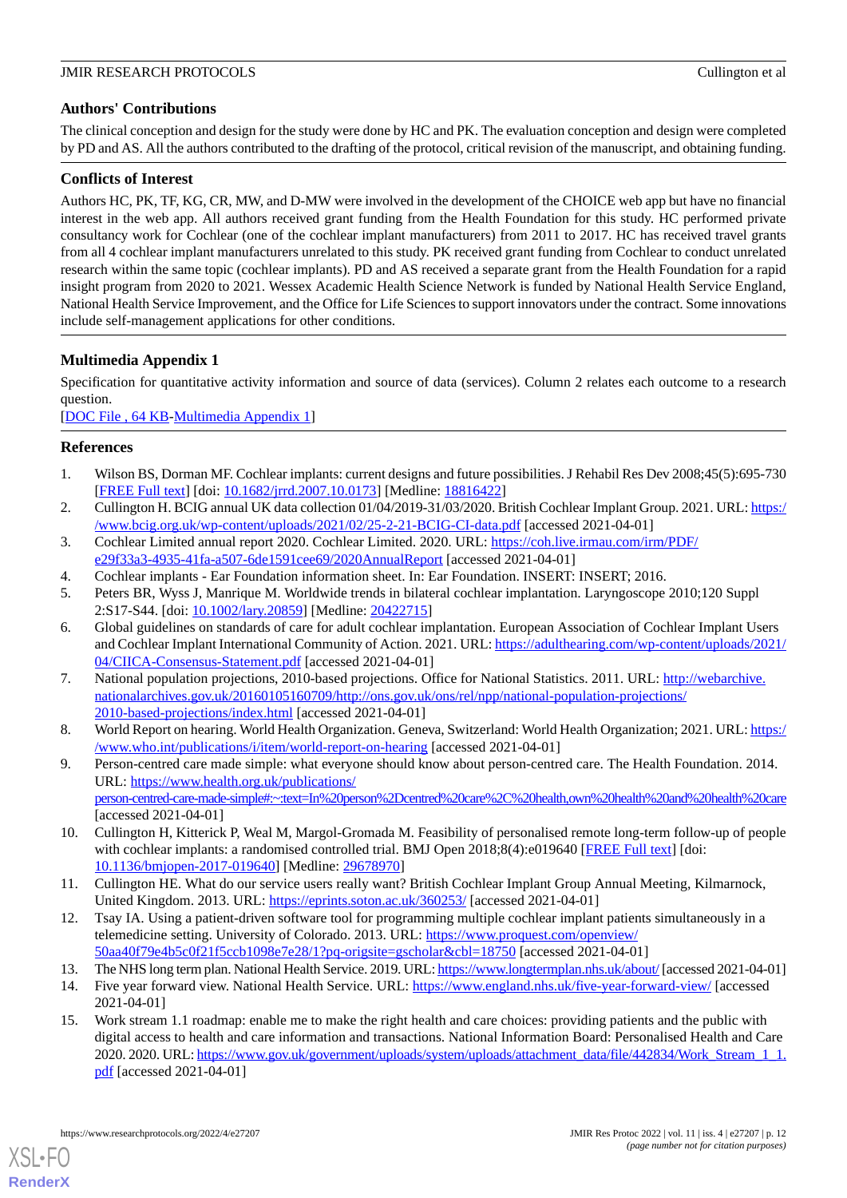## Authors' Contributions

The clinical conception and design for the study were done by HC and PK. The evaluation conception and design were completed by PD and AS. All the authors contributed to the drafting of the protocol, critical revision of the manuscript, and obtaining funding.

## Conflicts of Interest

Authors HC, PK, TF, KG, CR, MW, and D-MW were involved in the development of the CHOICE web app but have no financial interest in the web app. All authors received grant funding from the Health Foundation for this study. HC performed private consultancy work for Cochlear (one of the cochlear implant manufacturers) from 2011 to 2017. HC has received travel grants from all 4 cochlear implant manufacturers unrelated to this study. PK received grant funding from Cochlear to conduct unrelated research within the same topic (cochlear implants). PD and AS received a separate grant from the Health Foundation for a rapid insight program from 2020 to 2021. Wessex Academic Health Science Network is funded by National Health Service England, National Health Service Improvement, and the Office for Life Sciences to support innovators under the contract. Some innovations include self-management applications for other conditions.

## Multimedia Appendix 1

Specification for quantitative activity information and source of data (services). Column 2 relates each outcome to a research question.

[DOC File , 64 KB-Multimedia Appendix 1]

## References

1. Wilson BS, Dorman MF. Cochlear implants: current designs and future possibilities. J Rehabil Res Dev 2008;45(5):695-730 [FREE Full text] [doi: 10.1682/jrrd.2007.10.0173] [Medline: 18816422]
2. Cullington H. BCIG annual UK data collection 01/04/2019-31/03/2020. British Cochlear Implant Group. 2021. URL: https://www.bcig.org.uk/wp-content/uploads/2021/02/25-2-21-BCIG-CI-data.pdf [accessed 2021-04-01]
3. Cochlear Limited annual report 2020. Cochlear Limited. 2020. URL: https://coh.live.irmau.com/irm/PDF/e29f33a3-4935-41fa-a507-6de1591cee69/2020AnnualReport [accessed 2021-04-01]
4. Cochlear implants - Ear Foundation information sheet. In: Ear Foundation. INSERT: INSERT; 2016.
5. Peters BR, Wyss J, Manrique M. Worldwide trends in bilateral cochlear implantation. Laryngoscope 2010;120 Suppl 2:S17-S44. [doi: 10.1002/lary.20859] [Medline: 20422715]
6. Global guidelines on standards of care for adult cochlear implantation. European Association of Cochlear Implant Users and Cochlear Implant International Community of Action. 2021. URL: https://adulthearing.com/wp-content/uploads/2021/04/CIICA-Consensus-Statement.pdf [accessed 2021-04-01]
7. National population projections, 2010-based projections. Office for National Statistics. 2011. URL: http://webarchive.nationalarchives.gov.uk/20160105160709/http://ons.gov.uk/ons/rel/npp/national-population-projections/2010-based-projections/index.html [accessed 2021-04-01]
8. World Report on hearing. World Health Organization. Geneva, Switzerland: World Health Organization; 2021. URL: https://www.who.int/publications/i/item/world-report-on-hearing [accessed 2021-04-01]
9. Person-centred care made simple: what everyone should know about person-centred care. The Health Foundation. 2014. URL: https://www.health.org.uk/publications/person-centred-care-made-simple#:~:text=In%20person%2Dcentred%20care%2C%20health,own%20health%20and%20health%20care [accessed 2021-04-01]
10. Cullington H, Kitterick P, Weal M, Margol-Gromada M. Feasibility of personalised remote long-term follow-up of people with cochlear implants: a randomised controlled trial. BMJ Open 2018;8(4):e019640 [FREE Full text] [doi: 10.1136/bmjopen-2017-019640] [Medline: 29678970]
11. Cullington HE. What do our service users really want? British Cochlear Implant Group Annual Meeting, Kilmarnock, United Kingdom. 2013. URL: https://eprints.soton.ac.uk/360253/ [accessed 2021-04-01]
12. Tsay IA. Using a patient-driven software tool for programming multiple cochlear implant patients simultaneously in a telemedicine setting. University of Colorado. 2013. URL: https://www.proquest.com/openview/50aa40f79e4b5c0f21f5ccb1098e7e28/1?pq-origsite=gscholar&cbl=18750 [accessed 2021-04-01]
13. The NHS long term plan. National Health Service. 2019. URL: https://www.longtermplan.nhs.uk/about/ [accessed 2021-04-01]
14. Five year forward view. National Health Service. URL: https://www.england.nhs.uk/five-year-forward-view/ [accessed 2021-04-01]
15. Work stream 1.1 roadmap: enable me to make the right health and care choices: providing patients and the public with digital access to health and care information and transactions. National Information Board: Personalised Health and Care 2020. 2020. URL: https://www.gov.uk/government/uploads/system/uploads/attachment_data/file/442834/Work_Stream_1_1.pdf [accessed 2021-04-01]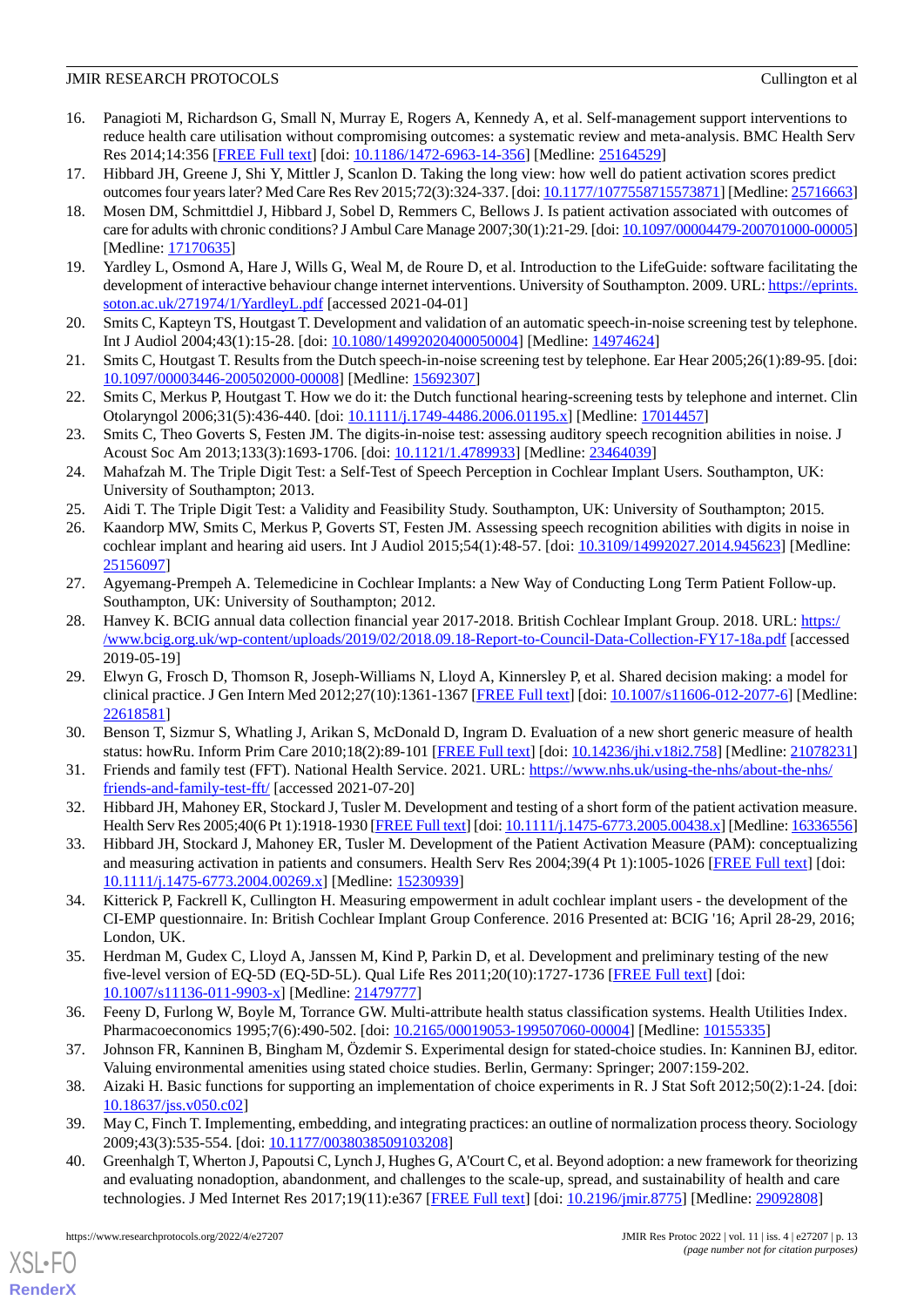16. Panagioti M, Richardson G, Small N, Murray E, Rogers A, Kennedy A, et al. Self-management support interventions to reduce health care utilisation without compromising outcomes: a systematic review and meta-analysis. BMC Health Serv Res 2014;14:356 [FREE Full text] [doi: 10.1186/1472-6963-14-356] [Medline: 25164529]
17. Hibbard JH, Greene J, Shi Y, Mittler J, Scanlon D. Taking the long view: how well do patient activation scores predict outcomes four years later? Med Care Res Rev 2015;72(3):324-337. [doi: 10.1177/1077558715573871] [Medline: 25716663]
18. Mosen DM, Schmittdiel J, Hibbard J, Sobel D, Remmers C, Bellows J. Is patient activation associated with outcomes of care for adults with chronic conditions? J Ambul Care Manage 2007;30(1):21-29. [doi: 10.1097/00004479-200701000-00005] [Medline: 17170635]
19. Yardley L, Osmond A, Hare J, Wills G, Weal M, de Roure D, et al. Introduction to the LifeGuide: software facilitating the development of interactive behaviour change internet interventions. University of Southampton. 2009. URL: https://eprints.soton.ac.uk/271974/1/YardleyL.pdf [accessed 2021-04-01]
20. Smits C, Kapteyn TS, Houtgast T. Development and validation of an automatic speech-in-noise screening test by telephone. Int J Audiol 2004;43(1):15-28. [doi: 10.1080/14992020400050004] [Medline: 14974624]
21. Smits C, Houtgast T. Results from the Dutch speech-in-noise screening test by telephone. Ear Hear 2005;26(1):89-95. [doi: 10.1097/00003446-200502000-00008] [Medline: 15692307]
22. Smits C, Merkus P, Houtgast T. How we do it: the Dutch functional hearing-screening tests by telephone and internet. Clin Otolaryngol 2006;31(5):436-440. [doi: 10.1111/j.1749-4486.2006.01195.x] [Medline: 17014457]
23. Smits C, Theo Goverts S, Festen JM. The digits-in-noise test: assessing auditory speech recognition abilities in noise. J Acoust Soc Am 2013;133(3):1693-1706. [doi: 10.1121/1.4789933] [Medline: 23464039]
24. Mahafzah M. The Triple Digit Test: a Self-Test of Speech Perception in Cochlear Implant Users. Southampton, UK: University of Southampton; 2013.
25. Aidi T. The Triple Digit Test: a Validity and Feasibility Study. Southampton, UK: University of Southampton; 2015.
26. Kaandorp MW, Smits C, Merkus P, Goverts ST, Festen JM. Assessing speech recognition abilities with digits in noise in cochlear implant and hearing aid users. Int J Audiol 2015;54(1):48-57. [doi: 10.3109/14992027.2014.945623] [Medline: 25156097]
27. Agyemang-Prempeh A. Telemedicine in Cochlear Implants: a New Way of Conducting Long Term Patient Follow-up. Southampton, UK: University of Southampton; 2012.
28. Hanvey K. BCIG annual data collection financial year 2017-2018. British Cochlear Implant Group. 2018. URL: https://www.bcig.org.uk/wp-content/uploads/2019/02/2018.09.18-Report-to-Council-Data-Collection-FY17-18a.pdf [accessed 2019-05-19]
29. Elwyn G, Frosch D, Thomson R, Joseph-Williams N, Lloyd A, Kinnersley P, et al. Shared decision making: a model for clinical practice. J Gen Intern Med 2012;27(10):1361-1367 [FREE Full text] [doi: 10.1007/s11606-012-2077-6] [Medline: 22618581]
30. Benson T, Sizmur S, Whatling J, Arikan S, McDonald D, Ingram D. Evaluation of a new short generic measure of health status: howRu. Inform Prim Care 2010;18(2):89-101 [FREE Full text] [doi: 10.14236/jhi.v18i2.758] [Medline: 21078231]
31. Friends and family test (FFT). National Health Service. 2021. URL: https://www.nhs.uk/using-the-nhs/about-the-nhs/friends-and-family-test-fft/ [accessed 2021-07-20]
32. Hibbard JH, Mahoney ER, Stockard J, Tusler M. Development and testing of a short form of the patient activation measure. Health Serv Res 2005;40(6 Pt 1):1918-1930 [FREE Full text] [doi: 10.1111/j.1475-6773.2005.00438.x] [Medline: 16336556]
33. Hibbard JH, Stockard J, Mahoney ER, Tusler M. Development of the Patient Activation Measure (PAM): conceptualizing and measuring activation in patients and consumers. Health Serv Res 2004;39(4 Pt 1):1005-1026 [FREE Full text] [doi: 10.1111/j.1475-6773.2004.00269.x] [Medline: 15230939]
34. Kitterick P, Fackrell K, Cullington H. Measuring empowerment in adult cochlear implant users - the development of the CI-EMP questionnaire. In: British Cochlear Implant Group Conference. 2016 Presented at: BCIG '16; April 28-29, 2016; London, UK.
35. Herdman M, Gudex C, Lloyd A, Janssen M, Kind P, Parkin D, et al. Development and preliminary testing of the new five-level version of EQ-5D (EQ-5D-5L). Qual Life Res 2011;20(10):1727-1736 [FREE Full text] [doi: 10.1007/s11136-011-9903-x] [Medline: 21479777]
36. Feeny D, Furlong W, Boyle M, Torrance GW. Multi-attribute health status classification systems. Health Utilities Index. Pharmacoeconomics 1995;7(6):490-502. [doi: 10.2165/00019053-199507060-00004] [Medline: 10155335]
37. Johnson FR, Kanninen B, Bingham M, Özdemir S. Experimental design for stated-choice studies. In: Kanninen BJ, editor. Valuing environmental amenities using stated choice studies. Berlin, Germany: Springer; 2007:159-202.
38. Aizaki H. Basic functions for supporting an implementation of choice experiments in R. J Stat Soft 2012;50(2):1-24. [doi: 10.18637/jss.v050.c02]
39. May C, Finch T. Implementing, embedding, and integrating practices: an outline of normalization process theory. Sociology 2009;43(3):535-554. [doi: 10.1177/0038038509103208]
40. Greenhalgh T, Wherton J, Papoutsi C, Lynch J, Hughes G, A'Court C, et al. Beyond adoption: a new framework for theorizing and evaluating nonadoption, abandonment, and challenges to the scale-up, spread, and sustainability of health and care technologies. J Med Internet Res 2017;19(11):e367 [FREE Full text] [doi: 10.2196/jmir.8775] [Medline: 29092808]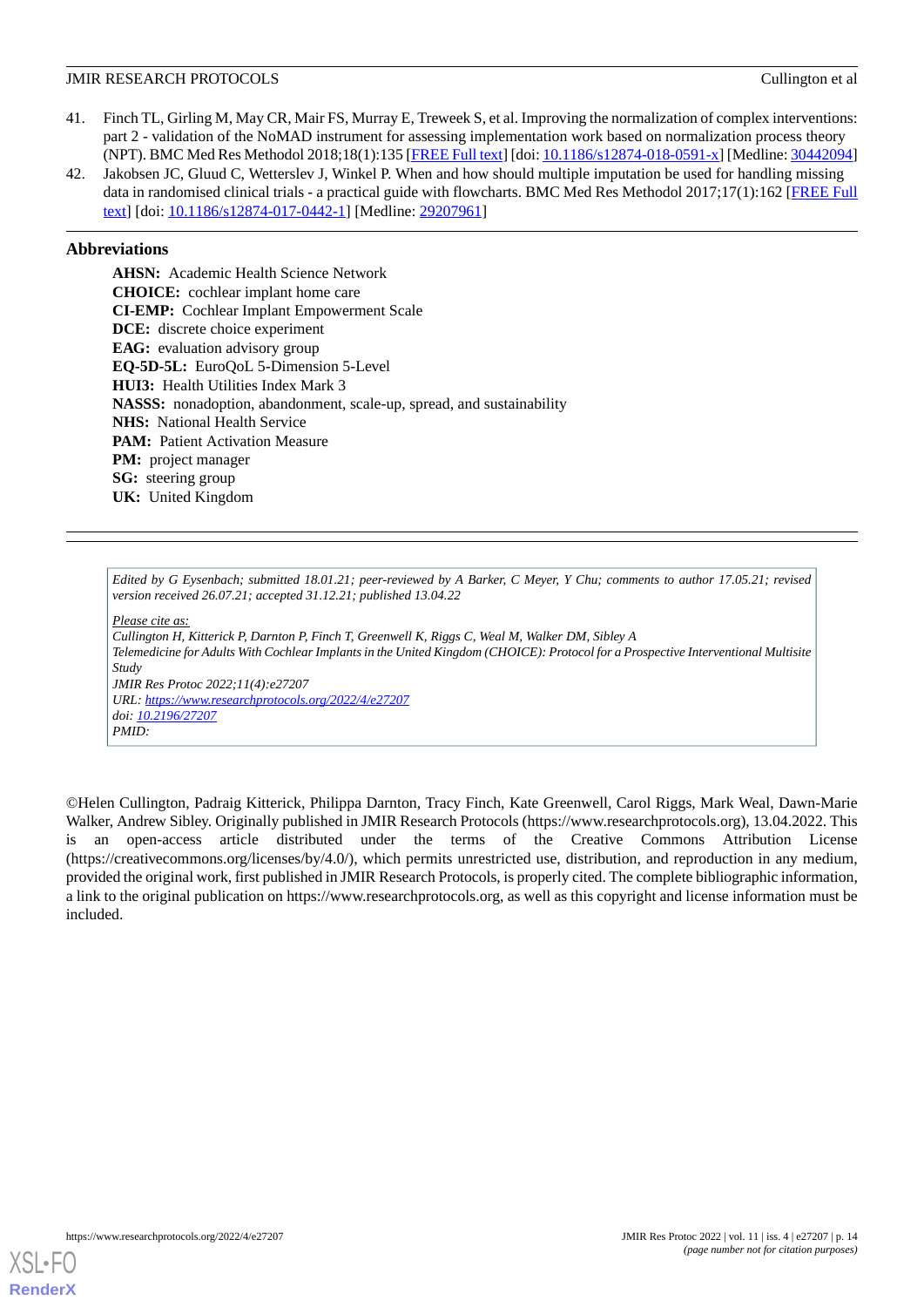41. Finch TL, Girling M, May CR, Mair FS, Murray E, Treweek S, et al. Improving the normalization of complex interventions: part 2 - validation of the NoMAD instrument for assessing implementation work based on normalization process theory (NPT). BMC Med Res Methodol 2018;18(1):135 [FREE Full text] [doi: 10.1186/s12874-018-0591-x] [Medline: 30442094]
42. Jakobsen JC, Gluud C, Wetterslev J, Winkel P. When and how should multiple imputation be used for handling missing data in randomised clinical trials - a practical guide with flowcharts. BMC Med Res Methodol 2017;17(1):162 [FREE Full text] [doi: 10.1186/s12874-017-0442-1] [Medline: 29207961]

## Abbreviations

**AHSN:** Academic Health Science Network  
**CHOICE:** cochlear implant home care  
**CI-EMP:** Cochlear Implant Empowerment Scale  
**DCE:** discrete choice experiment  
**EAG:** evaluation advisory group  
**EQ-5D-5L:** EuroQoL 5-Dimension 5-Level  
**HUI3:** Health Utilities Index Mark 3  
**NASSS:** nonadoption, abandonment, scale-up, spread, and sustainability  
**NHS:** National Health Service  
**PAM:** Patient Activation Measure  
**PM:** project manager  
**SG:** steering group  
**UK:** United Kingdom

*Edited by G Eysenbach; submitted 18.01.21; peer-reviewed by A Barker, C Meyer, Y Chu; comments to author 17.05.21; revised version received 26.07.21; accepted 31.12.21; published 13.04.22*

*Please cite as:*  
*Cullington H, Kitterick P, Darnton P, Finch T, Greenwell K, Riggs C, Weal M, Walker DM, Sibley A*  
*Telemedicine for Adults With Cochlear Implants in the United Kingdom (CHOICE): Protocol for a Prospective Interventional Multisite Study*  
*JMIR Res Protoc 2022;11(4):e27207*  
*URL: https://www.researchprotocols.org/2022/4/e27207*  
*doi: 10.2196/27207*  
*PMID:*

©Helen Cullington, Padraig Kitterick, Philippa Darnton, Tracy Finch, Kate Greenwell, Carol Riggs, Mark Weal, Dawn-Marie Walker, Andrew Sibley. Originally published in JMIR Research Protocols (https://www.researchprotocols.org), 13.04.2022. This is an open-access article distributed under the terms of the Creative Commons Attribution License (https://creativecommons.org/licenses/by/4.0/), which permits unrestricted use, distribution, and reproduction in any medium, provided the original work, first published in JMIR Research Protocols, is properly cited. The complete bibliographic information, a link to the original publication on https://www.researchprotocols.org, as well as this copyright and license information must be included.